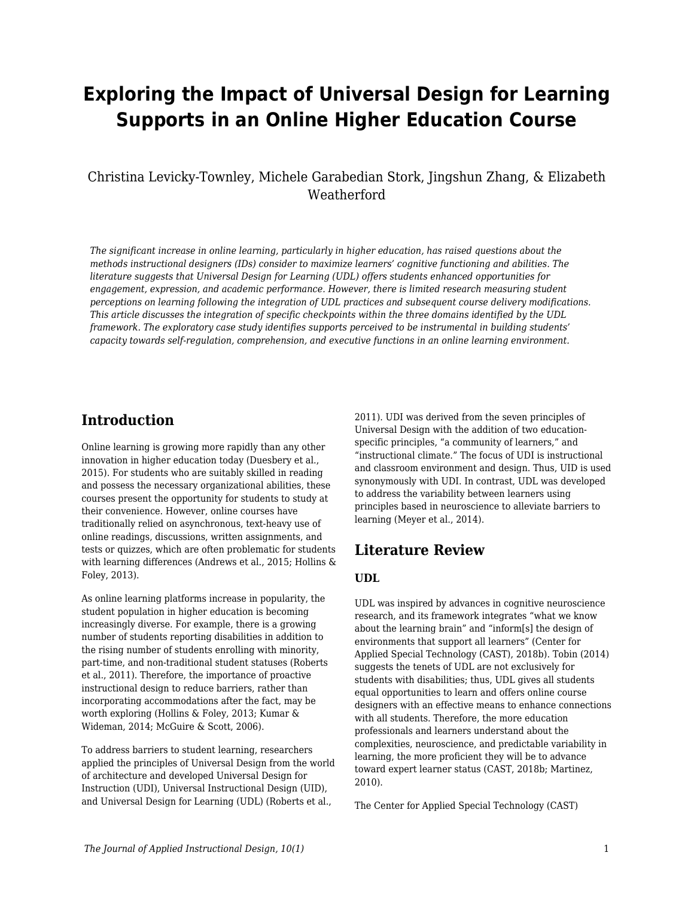# Exploring the Impact of Universal Design for Learning Supports in an Online Higher Education Course

Christina Levicky-Townley, Michele Garabedian Stork, Jingshun Zhang, & Elizabeth Weatherford

*The significant increase in online learning, particularly in higher education, has raised questions about the methods instructional designers (IDs) consider to maximize learners' cognitive functioning and abilities. The literature suggests that Universal Design for Learning (UDL) offers students enhanced opportunities for engagement, expression, and academic performance. However, there is limited research measuring student perceptions on learning following the integration of UDL practices and subsequent course delivery modifications. This article discusses the integration of specific checkpoints within the three domains identified by the UDL framework. The exploratory case study identifies supports perceived to be instrumental in building students' capacity towards self-regulation, comprehension, and executive functions in an online learning environment.*

## Introduction

Online learning is growing more rapidly than any other innovation in higher education today (Duesbery et al., 2015). For students who are suitably skilled in reading and possess the necessary organizational abilities, these courses present the opportunity for students to study at their convenience. However, online courses have traditionally relied on asynchronous, text-heavy use of online readings, discussions, written assignments, and tests or quizzes, which are often problematic for students with learning differences (Andrews et al., 2015; Hollins & Foley, 2013).

As online learning platforms increase in popularity, the student population in higher education is becoming increasingly diverse. For example, there is a growing number of students reporting disabilities in addition to the rising number of students enrolling with minority, part-time, and non-traditional student statuses (Roberts et al., 2011). Therefore, the importance of proactive instructional design to reduce barriers, rather than incorporating accommodations after the fact, may be worth exploring (Hollins & Foley, 2013; Kumar & Wideman, 2014; McGuire & Scott, 2006).

To address barriers to student learning, researchers applied the principles of Universal Design from the world of architecture and developed Universal Design for Instruction (UDI), Universal Instructional Design (UID), and Universal Design for Learning (UDL) (Roberts et al., 2011). UDI was derived from the seven principles of Universal Design with the addition of two education-specific principles, "a community of learners," and "instructional climate." The focus of UDI is instructional and classroom environment and design. Thus, UID is used synonymously with UDI. In contrast, UDL was developed to address the variability between learners using principles based in neuroscience to alleviate barriers to learning (Meyer et al., 2014).

## Literature Review

### UDL

UDL was inspired by advances in cognitive neuroscience research, and its framework integrates "what we know about the learning brain" and "inform[s] the design of environments that support all learners" (Center for Applied Special Technology (CAST), 2018b). Tobin (2014) suggests the tenets of UDL are not exclusively for students with disabilities; thus, UDL gives all students equal opportunities to learn and offers online course designers with an effective means to enhance connections with all students. Therefore, the more education professionals and learners understand about the complexities, neuroscience, and predictable variability in learning, the more proficient they will be to advance toward expert learner status (CAST, 2018b; Martinez, 2010).

The Center for Applied Special Technology (CAST)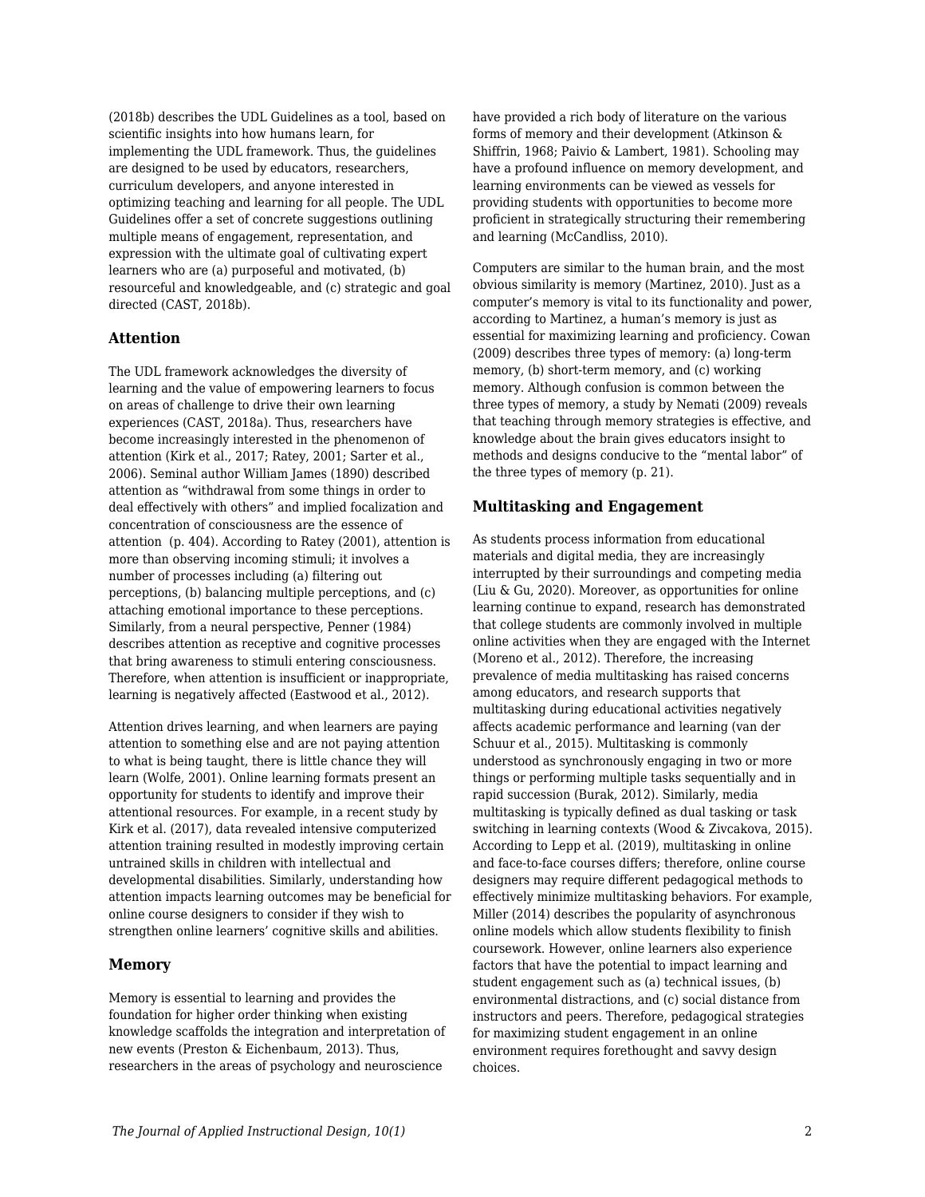(2018b) describes the UDL Guidelines as a tool, based on scientific insights into how humans learn, for implementing the UDL framework. Thus, the guidelines are designed to be used by educators, researchers, curriculum developers, and anyone interested in optimizing teaching and learning for all people. The UDL Guidelines offer a set of concrete suggestions outlining multiple means of engagement, representation, and expression with the ultimate goal of cultivating expert learners who are (a) purposeful and motivated, (b) resourceful and knowledgeable, and (c) strategic and goal directed (CAST, 2018b).

## Attention

The UDL framework acknowledges the diversity of learning and the value of empowering learners to focus on areas of challenge to drive their own learning experiences (CAST, 2018a). Thus, researchers have become increasingly interested in the phenomenon of attention (Kirk et al., 2017; Ratey, 2001; Sarter et al., 2006). Seminal author William James (1890) described attention as "withdrawal from some things in order to deal effectively with others" and implied focalization and concentration of consciousness are the essence of attention (p. 404). According to Ratey (2001), attention is more than observing incoming stimuli; it involves a number of processes including (a) filtering out perceptions, (b) balancing multiple perceptions, and (c) attaching emotional importance to these perceptions. Similarly, from a neural perspective, Penner (1984) describes attention as receptive and cognitive processes that bring awareness to stimuli entering consciousness. Therefore, when attention is insufficient or inappropriate, learning is negatively affected (Eastwood et al., 2012).

Attention drives learning, and when learners are paying attention to something else and are not paying attention to what is being taught, there is little chance they will learn (Wolfe, 2001). Online learning formats present an opportunity for students to identify and improve their attentional resources. For example, in a recent study by Kirk et al. (2017), data revealed intensive computerized attention training resulted in modestly improving certain untrained skills in children with intellectual and developmental disabilities. Similarly, understanding how attention impacts learning outcomes may be beneficial for online course designers to consider if they wish to strengthen online learners' cognitive skills and abilities.

## Memory

Memory is essential to learning and provides the foundation for higher order thinking when existing knowledge scaffolds the integration and interpretation of new events (Preston & Eichenbaum, 2013). Thus, researchers in the areas of psychology and neuroscience have provided a rich body of literature on the various forms of memory and their development (Atkinson & Shiffrin, 1968; Paivio & Lambert, 1981). Schooling may have a profound influence on memory development, and learning environments can be viewed as vessels for providing students with opportunities to become more proficient in strategically structuring their remembering and learning (McCandliss, 2010).

Computers are similar to the human brain, and the most obvious similarity is memory (Martinez, 2010). Just as a computer's memory is vital to its functionality and power, according to Martinez, a human's memory is just as essential for maximizing learning and proficiency. Cowan (2009) describes three types of memory: (a) long-term memory, (b) short-term memory, and (c) working memory. Although confusion is common between the three types of memory, a study by Nemati (2009) reveals that teaching through memory strategies is effective, and knowledge about the brain gives educators insight to methods and designs conducive to the "mental labor" of the three types of memory (p. 21).

## Multitasking and Engagement

As students process information from educational materials and digital media, they are increasingly interrupted by their surroundings and competing media (Liu & Gu, 2020). Moreover, as opportunities for online learning continue to expand, research has demonstrated that college students are commonly involved in multiple online activities when they are engaged with the Internet (Moreno et al., 2012). Therefore, the increasing prevalence of media multitasking has raised concerns among educators, and research supports that multitasking during educational activities negatively affects academic performance and learning (van der Schuur et al., 2015). Multitasking is commonly understood as synchronously engaging in two or more things or performing multiple tasks sequentially and in rapid succession (Burak, 2012). Similarly, media multitasking is typically defined as dual tasking or task switching in learning contexts (Wood & Zivcakova, 2015). According to Lepp et al. (2019), multitasking in online and face-to-face courses differs; therefore, online course designers may require different pedagogical methods to effectively minimize multitasking behaviors. For example, Miller (2014) describes the popularity of asynchronous online models which allow students flexibility to finish coursework. However, online learners also experience factors that have the potential to impact learning and student engagement such as (a) technical issues, (b) environmental distractions, and (c) social distance from instructors and peers. Therefore, pedagogical strategies for maximizing student engagement in an online environment requires forethought and savvy design choices.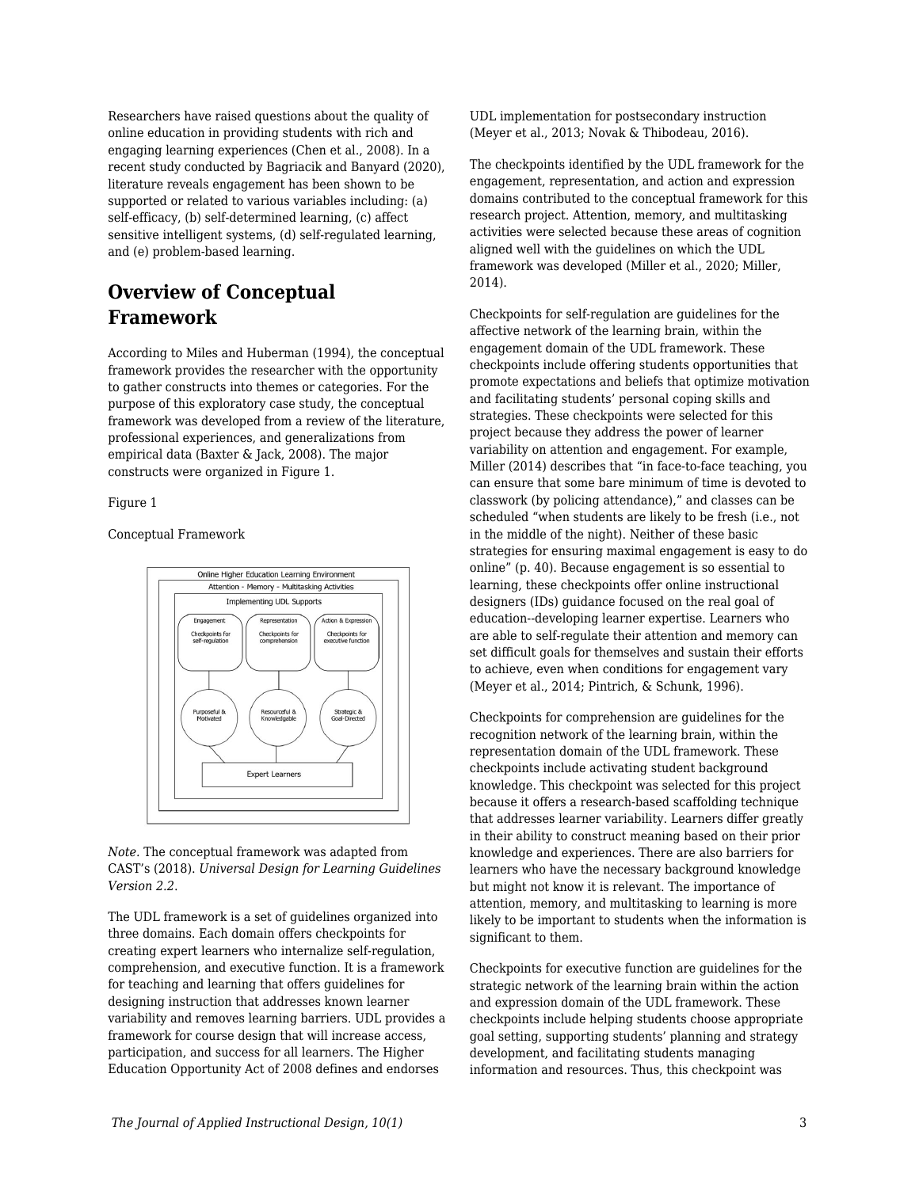Researchers have raised questions about the quality of online education in providing students with rich and engaging learning experiences (Chen et al., 2008). In a recent study conducted by Bagriacik and Banyard (2020), literature reveals engagement has been shown to be supported or related to various variables including: (a) self-efficacy, (b) self-determined learning, (c) affect sensitive intelligent systems, (d) self-regulated learning, and (e) problem-based learning.

## Overview of Conceptual Framework

According to Miles and Huberman (1994), the conceptual framework provides the researcher with the opportunity to gather constructs into themes or categories. For the purpose of this exploratory case study, the conceptual framework was developed from a review of the literature, professional experiences, and generalizations from empirical data (Baxter & Jack, 2008). The major constructs were organized in Figure 1.

Figure 1

Conceptual Framework

Online Higher Education Learning Environment

Attention - Memory - Multitasking Activities

Implementing UDL Supports

Engagement — Checkpoints for self-regulation

Representation — Checkpoints for comprehension

Action & Expression — Checkpoints for executive function

Purposeful & Motivated

Resourceful & Knowledgable

Strategic & Goal-Directed

Expert Learners

*Note*. The conceptual framework was adapted from CAST's (2018). *Universal Design for Learning Guidelines Version 2.2*.

The UDL framework is a set of guidelines organized into three domains. Each domain offers checkpoints for creating expert learners who internalize self-regulation, comprehension, and executive function. It is a framework for teaching and learning that offers guidelines for designing instruction that addresses known learner variability and removes learning barriers. UDL provides a framework for course design that will increase access, participation, and success for all learners. The Higher Education Opportunity Act of 2008 defines and endorses UDL implementation for postsecondary instruction (Meyer et al., 2013; Novak & Thibodeau, 2016).

The checkpoints identified by the UDL framework for the engagement, representation, and action and expression domains contributed to the conceptual framework for this research project. Attention, memory, and multitasking activities were selected because these areas of cognition aligned well with the guidelines on which the UDL framework was developed (Miller et al., 2020; Miller, 2014).

Checkpoints for self-regulation are guidelines for the affective network of the learning brain, within the engagement domain of the UDL framework. These checkpoints include offering students opportunities that promote expectations and beliefs that optimize motivation and facilitating students' personal coping skills and strategies. These checkpoints were selected for this project because they address the power of learner variability on attention and engagement. For example, Miller (2014) describes that "in face-to-face teaching, you can ensure that some bare minimum of time is devoted to classwork (by policing attendance)," and classes can be scheduled "when students are likely to be fresh (i.e., not in the middle of the night). Neither of these basic strategies for ensuring maximal engagement is easy to do online" (p. 40). Because engagement is so essential to learning, these checkpoints offer online instructional designers (IDs) guidance focused on the real goal of education--developing learner expertise. Learners who are able to self-regulate their attention and memory can set difficult goals for themselves and sustain their efforts to achieve, even when conditions for engagement vary (Meyer et al., 2014; Pintrich, & Schunk, 1996).

Checkpoints for comprehension are guidelines for the recognition network of the learning brain, within the representation domain of the UDL framework. These checkpoints include activating student background knowledge. This checkpoint was selected for this project because it offers a research-based scaffolding technique that addresses learner variability. Learners differ greatly in their ability to construct meaning based on their prior knowledge and experiences. There are also barriers for learners who have the necessary background knowledge but might not know it is relevant. The importance of attention, memory, and multitasking to learning is more likely to be important to students when the information is significant to them.

Checkpoints for executive function are guidelines for the strategic network of the learning brain within the action and expression domain of the UDL framework. These checkpoints include helping students choose appropriate goal setting, supporting students' planning and strategy development, and facilitating students managing information and resources. Thus, this checkpoint was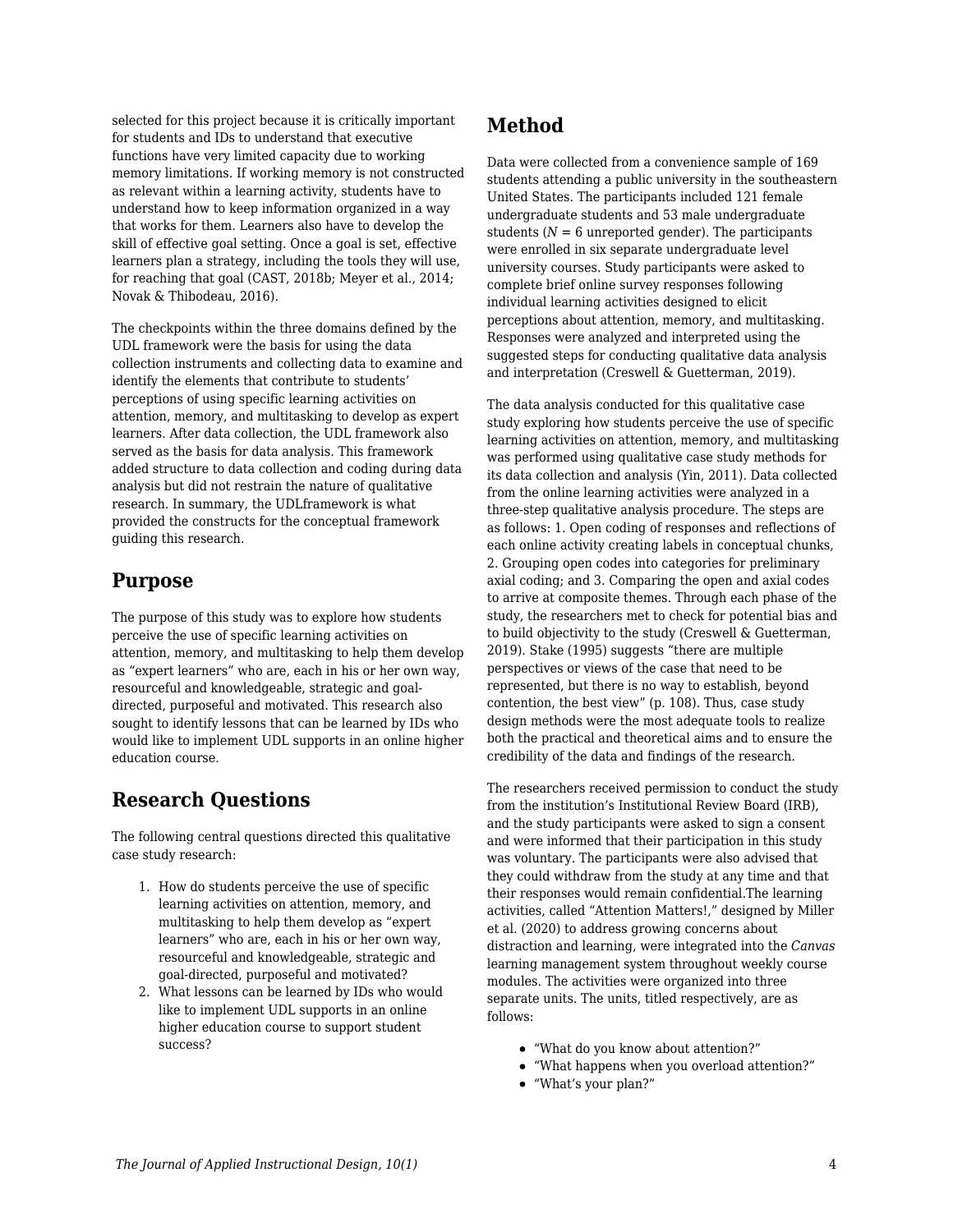selected for this project because it is critically important for students and IDs to understand that executive functions have very limited capacity due to working memory limitations. If working memory is not constructed as relevant within a learning activity, students have to understand how to keep information organized in a way that works for them. Learners also have to develop the skill of effective goal setting. Once a goal is set, effective learners plan a strategy, including the tools they will use, for reaching that goal (CAST, 2018b; Meyer et al., 2014; Novak & Thibodeau, 2016).

The checkpoints within the three domains defined by the UDL framework were the basis for using the data collection instruments and collecting data to examine and identify the elements that contribute to students' perceptions of using specific learning activities on attention, memory, and multitasking to develop as expert learners. After data collection, the UDL framework also served as the basis for data analysis. This framework added structure to data collection and coding during data analysis but did not restrain the nature of qualitative research. In summary, the UDLframework is what provided the constructs for the conceptual framework guiding this research.

## Purpose

The purpose of this study was to explore how students perceive the use of specific learning activities on attention, memory, and multitasking to help them develop as "expert learners" who are, each in his or her own way, resourceful and knowledgeable, strategic and goal-directed, purposeful and motivated. This research also sought to identify lessons that can be learned by IDs who would like to implement UDL supports in an online higher education course.

## Research Questions

The following central questions directed this qualitative case study research:

1. How do students perceive the use of specific learning activities on attention, memory, and multitasking to help them develop as "expert learners" who are, each in his or her own way, resourceful and knowledgeable, strategic and goal-directed, purposeful and motivated?
2. What lessons can be learned by IDs who would like to implement UDL supports in an online higher education course to support student success?

## Method

Data were collected from a convenience sample of 169 students attending a public university in the southeastern United States. The participants included 121 female undergraduate students and 53 male undergraduate students (*N* = 6 unreported gender). The participants were enrolled in six separate undergraduate level university courses. Study participants were asked to complete brief online survey responses following individual learning activities designed to elicit perceptions about attention, memory, and multitasking. Responses were analyzed and interpreted using the suggested steps for conducting qualitative data analysis and interpretation (Creswell & Guetterman, 2019).

The data analysis conducted for this qualitative case study exploring how students perceive the use of specific learning activities on attention, memory, and multitasking was performed using qualitative case study methods for its data collection and analysis (Yin, 2011). Data collected from the online learning activities were analyzed in a three-step qualitative analysis procedure. The steps are as follows: 1. Open coding of responses and reflections of each online activity creating labels in conceptual chunks, 2. Grouping open codes into categories for preliminary axial coding; and 3. Comparing the open and axial codes to arrive at composite themes. Through each phase of the study, the researchers met to check for potential bias and to build objectivity to the study (Creswell & Guetterman, 2019). Stake (1995) suggests "there are multiple perspectives or views of the case that need to be represented, but there is no way to establish, beyond contention, the best view" (p. 108). Thus, case study design methods were the most adequate tools to realize both the practical and theoretical aims and to ensure the credibility of the data and findings of the research.

The researchers received permission to conduct the study from the institution's Institutional Review Board (IRB), and the study participants were asked to sign a consent and were informed that their participation in this study was voluntary. The participants were also advised that they could withdraw from the study at any time and that their responses would remain confidential.The learning activities, called "Attention Matters!," designed by Miller et al. (2020) to address growing concerns about distraction and learning, were integrated into the *Canvas* learning management system throughout weekly course modules. The activities were organized into three separate units. The units, titled respectively, are as follows:

- "What do you know about attention?"
- "What happens when you overload attention?"
- "What's your plan?"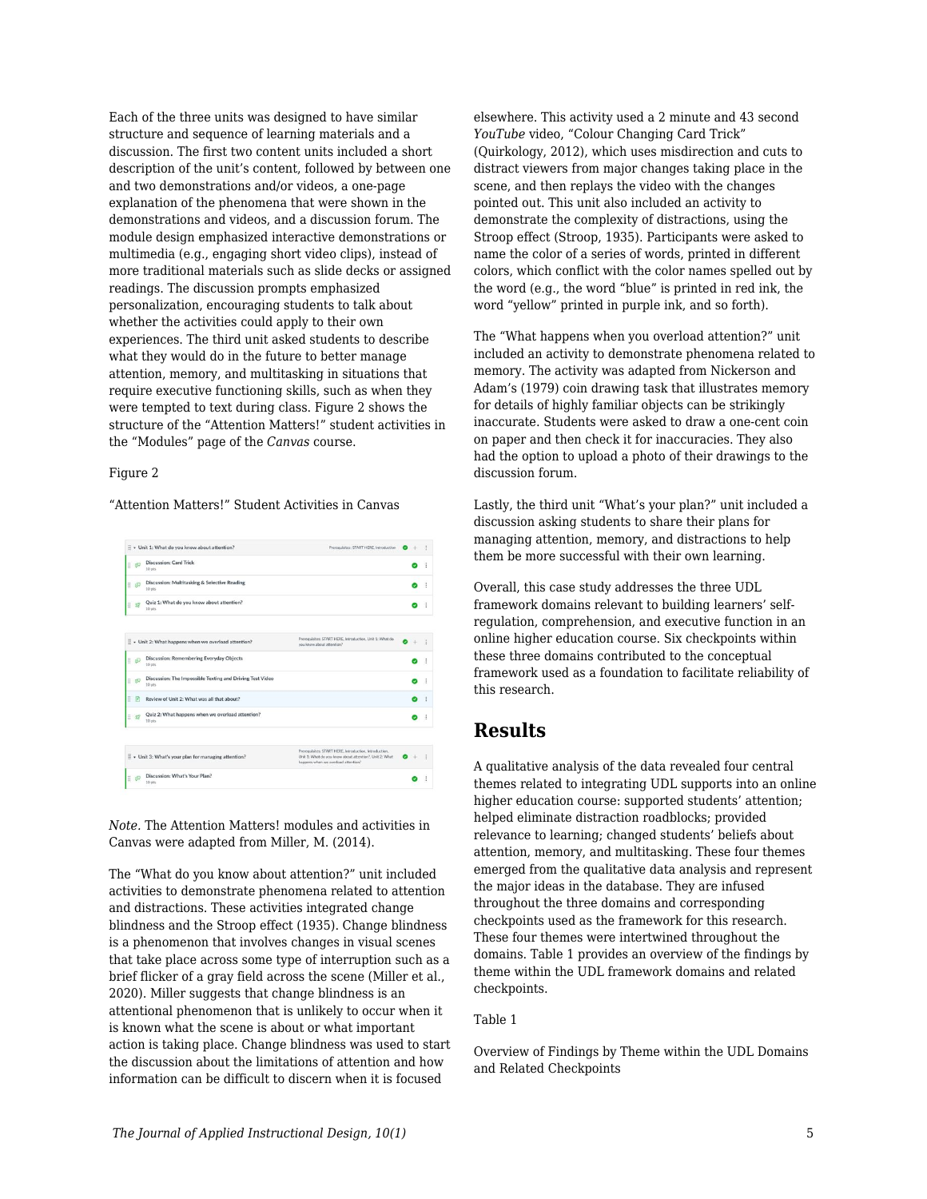Each of the three units was designed to have similar structure and sequence of learning materials and a discussion. The first two content units included a short description of the unit's content, followed by between one and two demonstrations and/or videos, a one-page explanation of the phenomena that were shown in the demonstrations and videos, and a discussion forum. The module design emphasized interactive demonstrations or multimedia (e.g., engaging short video clips), instead of more traditional materials such as slide decks or assigned readings. The discussion prompts emphasized personalization, encouraging students to talk about whether the activities could apply to their own experiences. The third unit asked students to describe what they would do in the future to better manage attention, memory, and multitasking in situations that require executive functioning skills, such as when they were tempted to text during class. Figure 2 shows the structure of the "Attention Matters!" student activities in the "Modules" page of the *Canvas* course.

Figure 2

"Attention Matters!" Student Activities in Canvas

*Note*. The Attention Matters! modules and activities in Canvas were adapted from Miller, M. (2014).

The "What do you know about attention?" unit included activities to demonstrate phenomena related to attention and distractions. These activities integrated change blindness and the Stroop effect (1935). Change blindness is a phenomenon that involves changes in visual scenes that take place across some type of interruption such as a brief flicker of a gray field across the scene (Miller et al., 2020). Miller suggests that change blindness is an attentional phenomenon that is unlikely to occur when it is known what the scene is about or what important action is taking place. Change blindness was used to start the discussion about the limitations of attention and how information can be difficult to discern when it is focused elsewhere. This activity used a 2 minute and 43 second *YouTube* video, "Colour Changing Card Trick" (Quirkology, 2012), which uses misdirection and cuts to distract viewers from major changes taking place in the scene, and then replays the video with the changes pointed out. This unit also included an activity to demonstrate the complexity of distractions, using the Stroop effect (Stroop, 1935). Participants were asked to name the color of a series of words, printed in different colors, which conflict with the color names spelled out by the word (e.g., the word "blue" is printed in red ink, the word "yellow" printed in purple ink, and so forth).

The "What happens when you overload attention?" unit included an activity to demonstrate phenomena related to memory. The activity was adapted from Nickerson and Adam's (1979) coin drawing task that illustrates memory for details of highly familiar objects can be strikingly inaccurate. Students were asked to draw a one-cent coin on paper and then check it for inaccuracies. They also had the option to upload a photo of their drawings to the discussion forum.

Lastly, the third unit "What's your plan?" unit included a discussion asking students to share their plans for managing attention, memory, and distractions to help them be more successful with their own learning.

Overall, this case study addresses the three UDL framework domains relevant to building learners' self-regulation, comprehension, and executive function in an online higher education course. Six checkpoints within these three domains contributed to the conceptual framework used as a foundation to facilitate reliability of this research.

## Results

A qualitative analysis of the data revealed four central themes related to integrating UDL supports into an online higher education course: supported students' attention; helped eliminate distraction roadblocks; provided relevance to learning; changed students' beliefs about attention, memory, and multitasking. These four themes emerged from the qualitative data analysis and represent the major ideas in the database. They are infused throughout the three domains and corresponding checkpoints used as the framework for this research. These four themes were intertwined throughout the domains. Table 1 provides an overview of the findings by theme within the UDL framework domains and related checkpoints.

Table 1

Overview of Findings by Theme within the UDL Domains and Related Checkpoints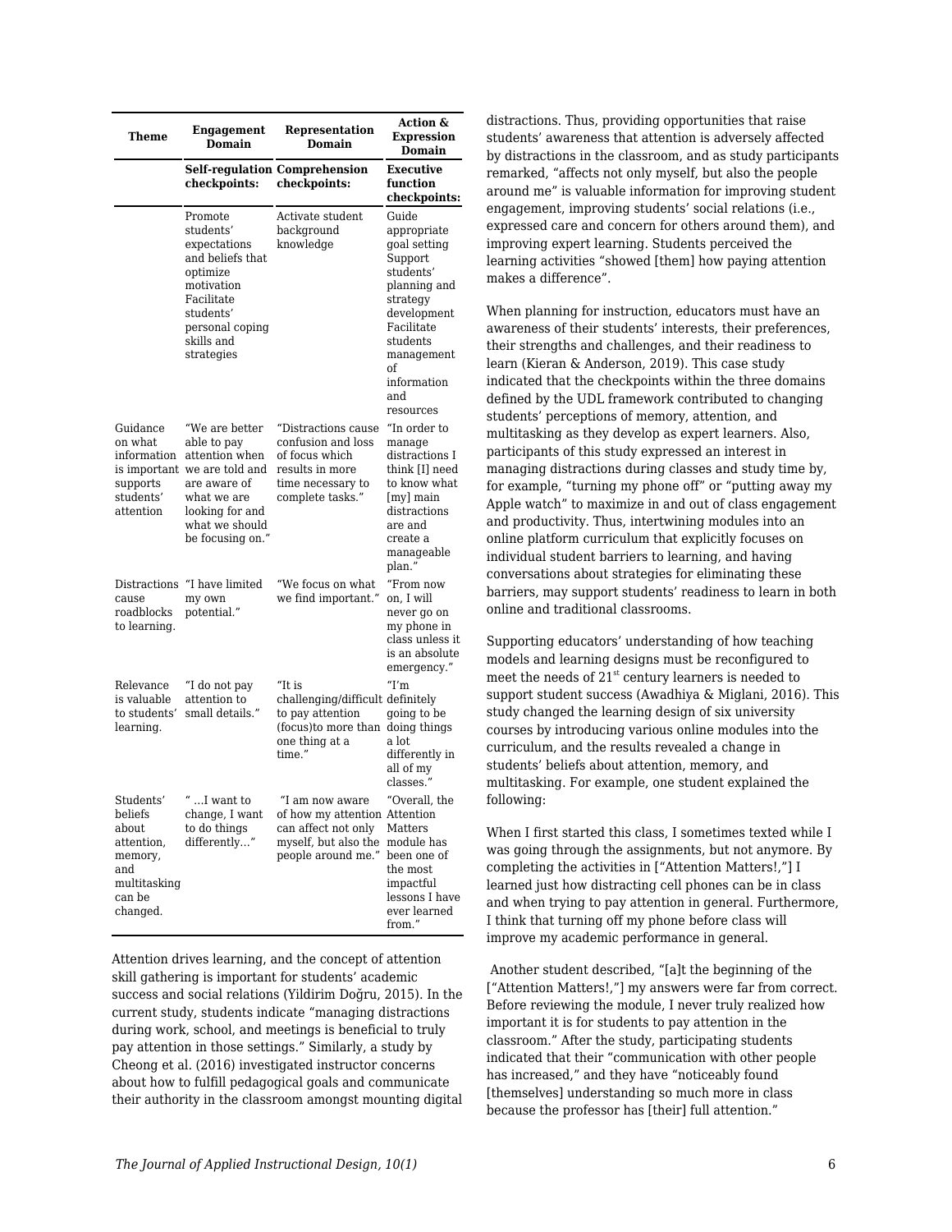| Theme | Engagement Domain | Representation Domain | Action & Expression Domain |
|---|---|---|---|
| | **Self-regulation checkpoints:** | **Comprehension checkpoints:** | **Executive function checkpoints:** |
| | Promote students' expectations and beliefs that optimize motivation<br>Facilitate students' personal coping skills and strategies | Activate student background knowledge | Guide appropriate goal setting<br>Support students' planning and strategy development<br>Facilitate students management of information and resources |
| Guidance on what information is important supports students' attention | "We are better able to pay attention when we are told and are aware of what we are looking for and what we should be focusing on." | "Distractions cause confusion and loss of focus which results in more time necessary to complete tasks." | "In order to manage distractions I think [I] need to know what [my] main distractions are and create a manageable plan." |
| Distractions cause roadblocks to learning. | "I have limited my own potential." | "We focus on what we find important." | "From now on, I will never go on my phone in class unless it is an absolute emergency." |
| Relevance is valuable to students' learning. | "I do not pay attention to small details." | "It is challenging/difficult to pay attention (focus)to more than one thing at a time." | "I'm definitely going to be doing things a lot differently in all of my classes." |
| Students' beliefs about attention, memory, and multitasking can be changed. | " ...I want to change, I want to do things differently..." | "I am now aware of how my attention can affect not only myself, but also the people around me." | "Overall, the Attention Matters module has been one of the most impactful lessons I have ever learned from." |

Attention drives learning, and the concept of attention skill gathering is important for students' academic success and social relations (Yildirim Doğru, 2015). In the current study, students indicate "managing distractions during work, school, and meetings is beneficial to truly pay attention in those settings." Similarly, a study by Cheong et al. (2016) investigated instructor concerns about how to fulfill pedagogical goals and communicate their authority in the classroom amongst mounting digital distractions. Thus, providing opportunities that raise students' awareness that attention is adversely affected by distractions in the classroom, and as study participants remarked, "affects not only myself, but also the people around me" is valuable information for improving student engagement, improving students' social relations (i.e., expressed care and concern for others around them), and improving expert learning. Students perceived the learning activities "showed [them] how paying attention makes a difference".

When planning for instruction, educators must have an awareness of their students' interests, their preferences, their strengths and challenges, and their readiness to learn (Kieran & Anderson, 2019). This case study indicated that the checkpoints within the three domains defined by the UDL framework contributed to changing students' perceptions of memory, attention, and multitasking as they develop as expert learners. Also, participants of this study expressed an interest in managing distractions during classes and study time by, for example, "turning my phone off" or "putting away my Apple watch" to maximize in and out of class engagement and productivity. Thus, intertwining modules into an online platform curriculum that explicitly focuses on individual student barriers to learning, and having conversations about strategies for eliminating these barriers, may support students' readiness to learn in both online and traditional classrooms.

Supporting educators' understanding of how teaching models and learning designs must be reconfigured to meet the needs of 21st century learners is needed to support student success (Awadhiya & Miglani, 2016). This study changed the learning design of six university courses by introducing various online modules into the curriculum, and the results revealed a change in students' beliefs about attention, memory, and multitasking. For example, one student explained the following:

When I first started this class, I sometimes texted while I was going through the assignments, but not anymore. By completing the activities in ["Attention Matters!,"] I learned just how distracting cell phones can be in class and when trying to pay attention in general. Furthermore, I think that turning off my phone before class will improve my academic performance in general.

Another student described, "[a]t the beginning of the ["Attention Matters!,"] my answers were far from correct. Before reviewing the module, I never truly realized how important it is for students to pay attention in the classroom." After the study, participating students indicated that their "communication with other people has increased," and they have "noticeably found [themselves] understanding so much more in class because the professor has [their] full attention."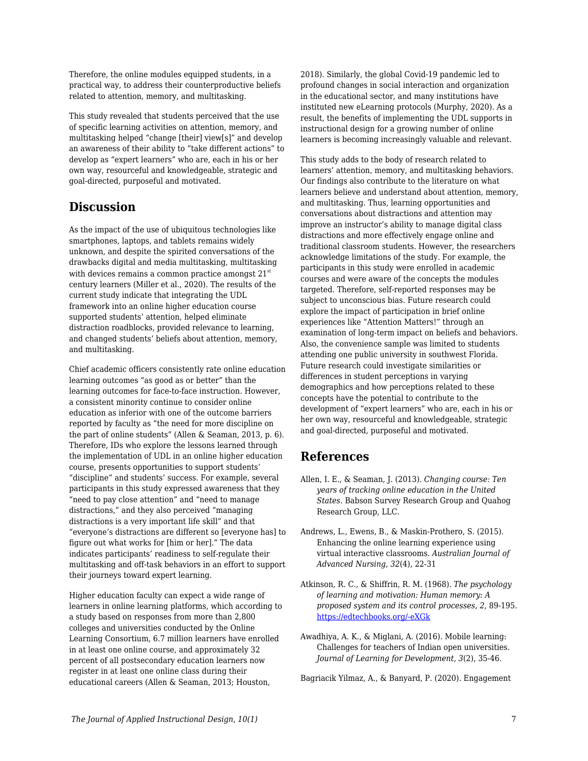Therefore, the online modules equipped students, in a practical way, to address their counterproductive beliefs related to attention, memory, and multitasking.

This study revealed that students perceived that the use of specific learning activities on attention, memory, and multitasking helped "change [their] view[s]" and develop an awareness of their ability to "take different actions" to develop as "expert learners" who are, each in his or her own way, resourceful and knowledgeable, strategic and goal-directed, purposeful and motivated.

## Discussion

As the impact of the use of ubiquitous technologies like smartphones, laptops, and tablets remains widely unknown, and despite the spirited conversations of the drawbacks digital and media multitasking, multitasking with devices remains a common practice amongst 21st century learners (Miller et al., 2020). The results of the current study indicate that integrating the UDL framework into an online higher education course supported students' attention, helped eliminate distraction roadblocks, provided relevance to learning, and changed students' beliefs about attention, memory, and multitasking.

Chief academic officers consistently rate online education learning outcomes "as good as or better" than the learning outcomes for face-to-face instruction. However, a consistent minority continue to consider online education as inferior with one of the outcome barriers reported by faculty as "the need for more discipline on the part of online students" (Allen & Seaman, 2013, p. 6). Therefore, IDs who explore the lessons learned through the implementation of UDL in an online higher education course, presents opportunities to support students' "discipline" and students' success. For example, several participants in this study expressed awareness that they "need to pay close attention" and "need to manage distractions," and they also perceived "managing distractions is a very important life skill" and that "everyone's distractions are different so [everyone has] to figure out what works for [him or her]." The data indicates participants' readiness to self-regulate their multitasking and off-task behaviors in an effort to support their journeys toward expert learning.

Higher education faculty can expect a wide range of learners in online learning platforms, which according to a study based on responses from more than 2,800 colleges and universities conducted by the Online Learning Consortium, 6.7 million learners have enrolled in at least one online course, and approximately 32 percent of all postsecondary education learners now register in at least one online class during their educational careers (Allen & Seaman, 2013; Houston, 2018). Similarly, the global Covid-19 pandemic led to profound changes in social interaction and organization in the educational sector, and many institutions have instituted new eLearning protocols (Murphy, 2020). As a result, the benefits of implementing the UDL supports in instructional design for a growing number of online learners is becoming increasingly valuable and relevant.

This study adds to the body of research related to learners' attention, memory, and multitasking behaviors. Our findings also contribute to the literature on what learners believe and understand about attention, memory, and multitasking. Thus, learning opportunities and conversations about distractions and attention may improve an instructor's ability to manage digital class distractions and more effectively engage online and traditional classroom students. However, the researchers acknowledge limitations of the study. For example, the participants in this study were enrolled in academic courses and were aware of the concepts the modules targeted. Therefore, self-reported responses may be subject to unconscious bias. Future research could explore the impact of participation in brief online experiences like "Attention Matters!" through an examination of long-term impact on beliefs and behaviors. Also, the convenience sample was limited to students attending one public university in southwest Florida. Future research could investigate similarities or differences in student perceptions in varying demographics and how perceptions related to these concepts have the potential to contribute to the development of "expert learners" who are, each in his or her own way, resourceful and knowledgeable, strategic and goal-directed, purposeful and motivated.

## References

Allen, I. E., & Seaman, J. (2013). *Changing course: Ten years of tracking online education in the United States*. Babson Survey Research Group and Quahog Research Group, LLC.

Andrews, L., Ewens, B., & Maskin-Prothero, S. (2015). Enhancing the online learning experience using virtual interactive classrooms. *Australian Journal of Advanced Nursing*, *32*(4), 22-31

Atkinson, R. C., & Shiffrin, R. M. (1968). *The psychology of learning and motivation: Human memory: A proposed system and its control processes, 2*, 89-195. https://edtechbooks.org/-eXGk

Awadhiya, A. K., & Miglani, A. (2016). Mobile learning: Challenges for teachers of Indian open universities. *Journal of Learning for Development*, *3*(2), 35-46.

Bagriacik Yilmaz, A., & Banyard, P. (2020). Engagement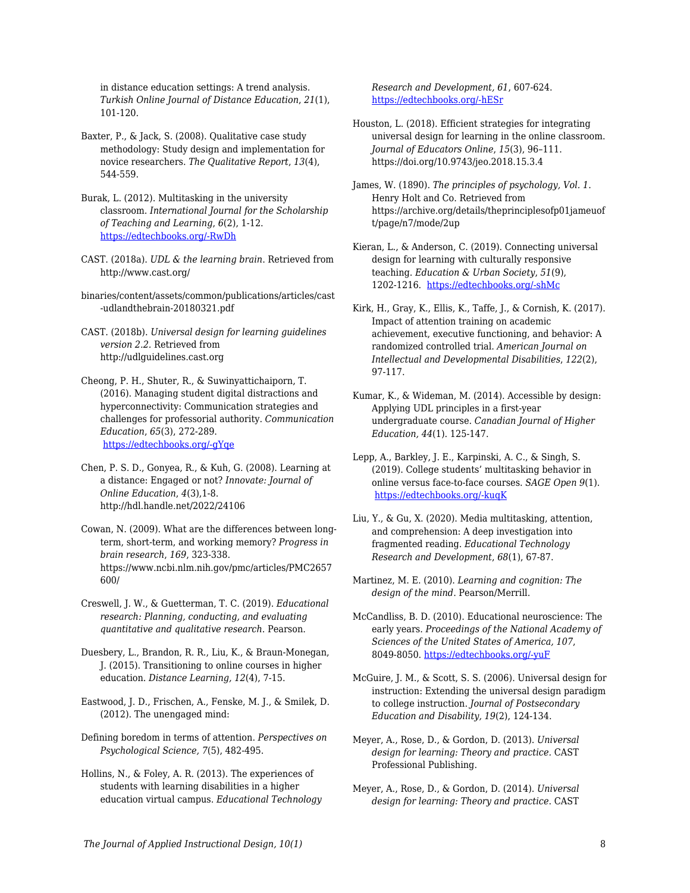in distance education settings: A trend analysis. *Turkish Online Journal of Distance Education*, *21*(1), 101-120.

Baxter, P., & Jack, S. (2008). Qualitative case study methodology: Study design and implementation for novice researchers. *The Qualitative Report*, *13*(4), 544-559.

Burak, L. (2012). Multitasking in the university classroom. *International Journal for the Scholarship of Teaching and Learning*, *6*(2), 1-12. https://edtechbooks.org/-RwDh

CAST. (2018a). *UDL & the learning brain*. Retrieved from http://www.cast.org/

binaries/content/assets/common/publications/articles/cast-udlandthebrain-20180321.pdf

CAST. (2018b). *Universal design for learning guidelines version 2.2*. Retrieved from http://udlguidelines.cast.org

Cheong, P. H., Shuter, R., & Suwinyattichaiporn, T. (2016). Managing student digital distractions and hyperconnectivity: Communication strategies and challenges for professorial authority. *Communication Education*, *65*(3), 272-289. https://edtechbooks.org/-gYqe

Chen, P. S. D., Gonyea, R., & Kuh, G. (2008). Learning at a distance: Engaged or not? *Innovate: Journal of Online Education*, *4*(3),1-8. http://hdl.handle.net/2022/24106

Cowan, N. (2009). What are the differences between long-term, short-term, and working memory? *Progress in brain research*, *169*, 323-338. https://www.ncbi.nlm.nih.gov/pmc/articles/PMC2657600/

Creswell, J. W., & Guetterman, T. C. (2019). *Educational research: Planning, conducting, and evaluating quantitative and qualitative research*. Pearson.

Duesbery, L., Brandon, R. R., Liu, K., & Braun-Monegan, J. (2015). Transitioning to online courses in higher education. *Distance Learning, 12*(4), 7-15.

Eastwood, J. D., Frischen, A., Fenske, M. J., & Smilek, D. (2012). The unengaged mind:

Defining boredom in terms of attention. *Perspectives on Psychological Science, 7*(5), 482-495.

Hollins, N., & Foley, A. R. (2013). The experiences of students with learning disabilities in a higher education virtual campus. *Educational Technology Research and Development, 61*, 607-624. https://edtechbooks.org/-hESr

Houston, L. (2018). Efficient strategies for integrating universal design for learning in the online classroom. *Journal of Educators Online*, *15*(3), 96–111. https://doi.org/10.9743/jeo.2018.15.3.4

James, W. (1890). *The principles of psychology, Vol. 1*. Henry Holt and Co. Retrieved from https://archive.org/details/theprinciplesofp01jameuoft/page/n7/mode/2up

Kieran, L., & Anderson, C. (2019). Connecting universal design for learning with culturally responsive teaching. *Education & Urban Society*, *51*(9), 1202-1216. https://edtechbooks.org/-shMc

Kirk, H., Gray, K., Ellis, K., Taffe, J., & Cornish, K. (2017). Impact of attention training on academic achievement, executive functioning, and behavior: A randomized controlled trial. *American Journal on Intellectual and Developmental Disabilities*, *122*(2), 97-117.

Kumar, K., & Wideman, M. (2014). Accessible by design: Applying UDL principles in a first-year undergraduate course. *Canadian Journal of Higher Education, 44*(1). 125-147.

Lepp, A., Barkley, J. E., Karpinski, A. C., & Singh, S. (2019). College students' multitasking behavior in online versus face-to-face courses. *SAGE Open 9*(1). https://edtechbooks.org/-kuqK

Liu, Y., & Gu, X. (2020). Media multitasking, attention, and comprehension: A deep investigation into fragmented reading. *Educational Technology Research and Development*, *68*(1), 67-87.

Martinez, M. E. (2010). *Learning and cognition: The design of the mind*. Pearson/Merrill.

McCandliss, B. D. (2010). Educational neuroscience: The early years. *Proceedings of the National Academy of Sciences of the United States of America, 107*, 8049-8050. https://edtechbooks.org/-yuF

McGuire, J. M., & Scott, S. S. (2006). Universal design for instruction: Extending the universal design paradigm to college instruction. *Journal of Postsecondary Education and Disability, 19*(2), 124-134.

Meyer, A., Rose, D., & Gordon, D. (2013). *Universal design for learning: Theory and practice.* CAST Professional Publishing.

Meyer, A., Rose, D., & Gordon, D. (2014). *Universal design for learning: Theory and practice.* CAST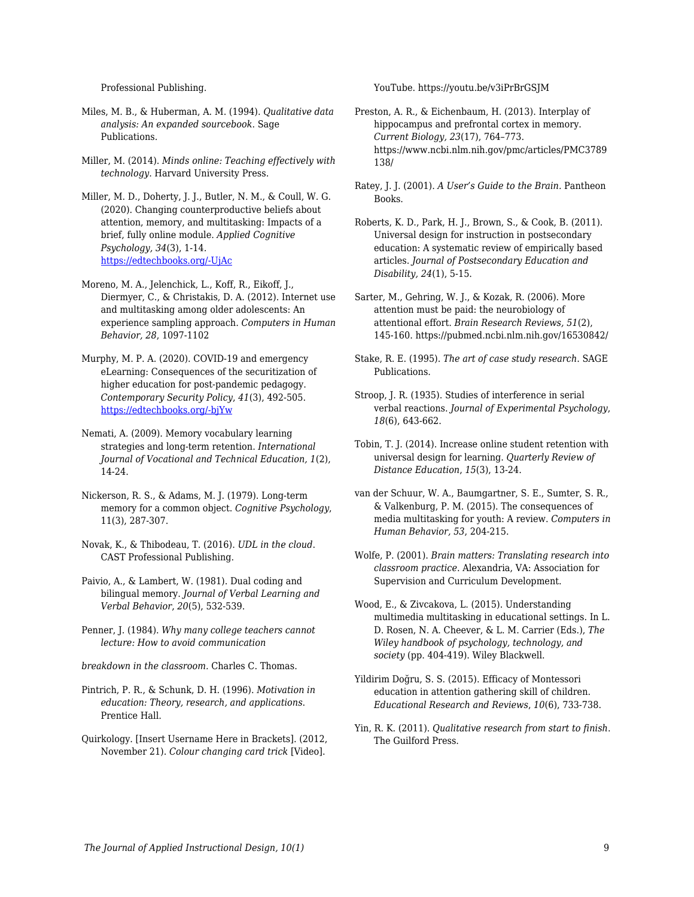Professional Publishing.

Miles, M. B., & Huberman, A. M. (1994). *Qualitative data analysis: An expanded sourcebook*. Sage Publications.

Miller, M. (2014). *Minds online: Teaching effectively with technology*. Harvard University Press.

Miller, M. D., Doherty, J. J., Butler, N. M., & Coull, W. G. (2020). Changing counterproductive beliefs about attention, memory, and multitasking: Impacts of a brief, fully online module. *Applied Cognitive Psychology, 34*(3), 1-14. https://edtechbooks.org/-UjAc

Moreno, M. A., Jelenchick, L., Koff, R., Eikoff, J., Diermyer, C., & Christakis, D. A. (2012). Internet use and multitasking among older adolescents: An experience sampling approach. *Computers in Human Behavior, 28*, 1097-1102

Murphy, M. P. A. (2020). COVID-19 and emergency eLearning: Consequences of the securitization of higher education for post-pandemic pedagogy. *Contemporary Security Policy, 41*(3), 492-505. https://edtechbooks.org/-bjYw

Nemati, A. (2009). Memory vocabulary learning strategies and long-term retention. *International Journal of Vocational and Technical Education, 1*(2), 14-24.

Nickerson, R. S., & Adams, M. J. (1979). Long-term memory for a common object. *Cognitive Psychology*, 11(3), 287-307.

Novak, K., & Thibodeau, T. (2016). *UDL in the cloud*. CAST Professional Publishing.

Paivio, A., & Lambert, W. (1981). Dual coding and bilingual memory. *Journal of Verbal Learning and Verbal Behavior*, *20*(5), 532-539.

Penner, J. (1984). *Why many college teachers cannot lecture: How to avoid communication*

*breakdown in the classroom*. Charles C. Thomas.

Pintrich, P. R., & Schunk, D. H. (1996). *Motivation in education: Theory, research, and applications*. Prentice Hall.

Quirkology. [Insert Username Here in Brackets]. (2012, November 21). *Colour changing card trick* [Video]. YouTube. https://youtu.be/v3iPrBrGSJM

Preston, A. R., & Eichenbaum, H. (2013). Interplay of hippocampus and prefrontal cortex in memory. *Current Biology, 23*(17), 764–773. https://www.ncbi.nlm.nih.gov/pmc/articles/PMC3789138/

Ratey, J. J. (2001). *A User's Guide to the Brain*. Pantheon Books.

Roberts, K. D., Park, H. J., Brown, S., & Cook, B. (2011). Universal design for instruction in postsecondary education: A systematic review of empirically based articles. *Journal of Postsecondary Education and Disability, 24*(1), 5-15.

Sarter, M., Gehring, W. J., & Kozak, R. (2006). More attention must be paid: the neurobiology of attentional effort. *Brain Research Reviews, 51*(2), 145-160. https://pubmed.ncbi.nlm.nih.gov/16530842/

Stake, R. E. (1995). *The art of case study research*. SAGE Publications.

Stroop, J. R. (1935). Studies of interference in serial verbal reactions. *Journal of Experimental Psychology, 18*(6), 643-662.

Tobin, T. J. (2014). Increase online student retention with universal design for learning. *Quarterly Review of Distance Education*, *15*(3), 13-24.

van der Schuur, W. A., Baumgartner, S. E., Sumter, S. R., & Valkenburg, P. M. (2015). The consequences of media multitasking for youth: A review. *Computers in Human Behavior, 53*, 204-215.

Wolfe, P. (2001). *Brain matters: Translating research into classroom practice*. Alexandria, VA: Association for Supervision and Curriculum Development.

Wood, E., & Zivcakova, L. (2015). Understanding multimedia multitasking in educational settings. In L. D. Rosen, N. A. Cheever, & L. M. Carrier (Eds.), *The Wiley handbook of psychology, technology, and society* (pp. 404-419). Wiley Blackwell.

Yildirim Doğru, S. S. (2015). Efficacy of Montessori education in attention gathering skill of children. *Educational Research and Reviews*, *10*(6), 733-738.

Yin, R. K. (2011). *Qualitative research from start to finish*. The Guilford Press.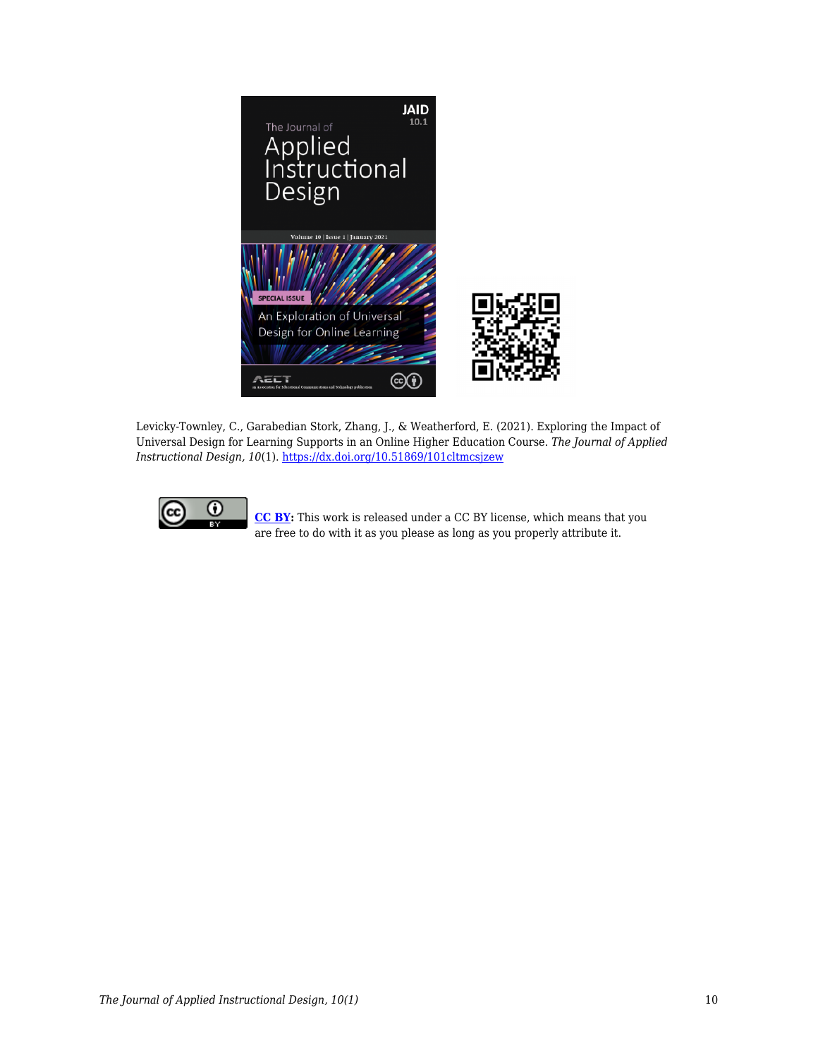Levicky-Townley, C., Garabedian Stork, Zhang, J., & Weatherford, E. (2021). Exploring the Impact of Universal Design for Learning Supports in an Online Higher Education Course. *The Journal of Applied Instructional Design, 10*(1). [https://dx.doi.org/10.51869/101cltmcsjzew](https://dx.doi.org/10.51869/101cltmcsjzew)

**[CC BY](https://creativecommons.org/licenses/by/4.0):** This work is released under a CC BY license, which means that you are free to do with it as you please as long as you properly attribute it.